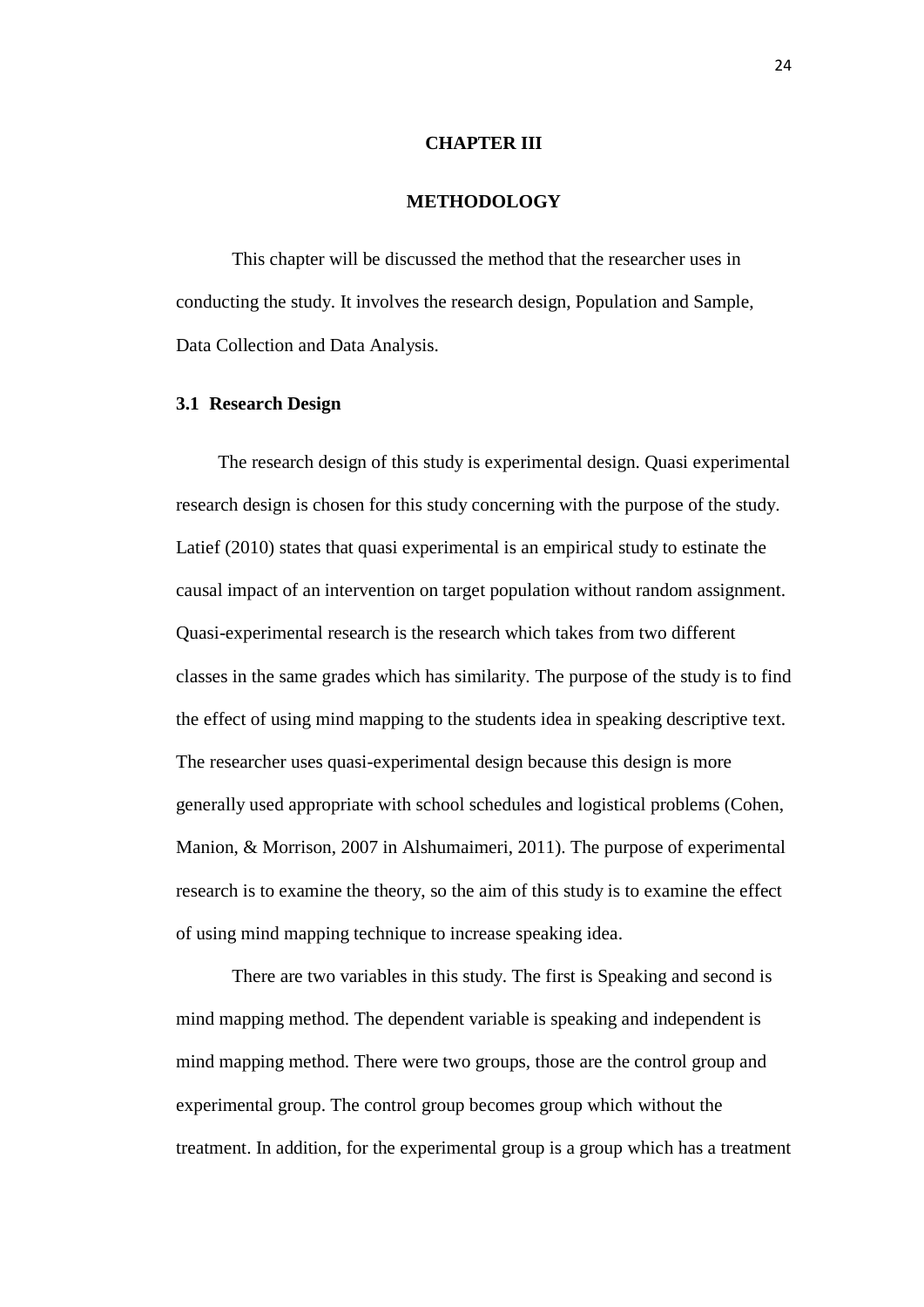# CHAPTER III

# METHODOLOGY

This chapter will be discussed the method that the researcher uses in conducting the study. It involves the research design, Population and Sample, Data Collection and Data Analysis.

## 3.1 Research Design

The research design of this study is experimental design. Quasi experimental research design is chosen for this study concerning with the purpose of the study. Latief (2010) states that quasi experimental is an empirical study to estinate the causal impact of an intervention on target population without random assignment. Quasi-experimental research is the research which takes from two different classes in the same grades which has similarity. The purpose of the study is to find the effect of using mind mapping to the students idea in speaking descriptive text. The researcher uses quasi-experimental design because this design is more generally used appropriate with school schedules and logistical problems (Cohen, Manion, & Morrison, 2007 in Alshumaimeri, 2011). The purpose of experimental research is to examine the theory, so the aim of this study is to examine the effect of using mind mapping technique to increase speaking idea.

There are two variables in this study. The first is Speaking and second is mind mapping method. The dependent variable is speaking and independent is mind mapping method. There were two groups, those are the control group and experimental group. The control group becomes group which without the treatment. In addition, for the experimental group is a group which has a treatment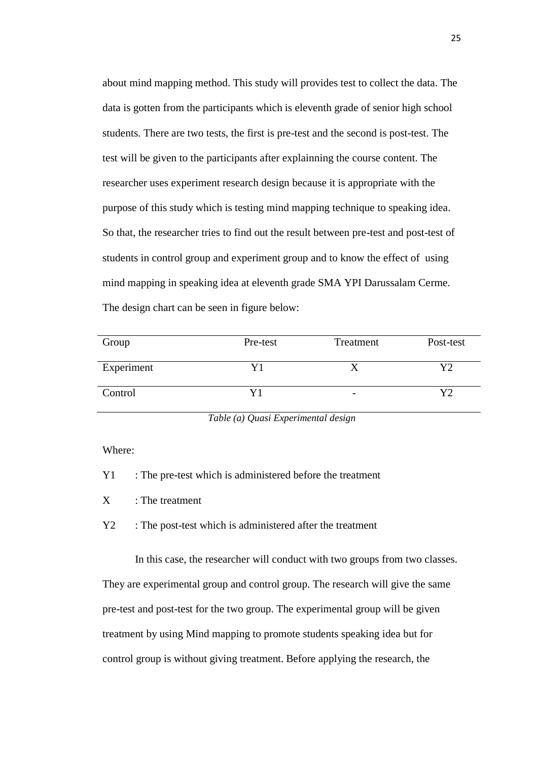about mind mapping method. This study will provides test to collect the data. The data is gotten from the participants which is eleventh grade of senior high school students. There are two tests, the first is pre-test and the second is post-test. The test will be given to the participants after explainning the course content. The researcher uses experiment research design because it is appropriate with the purpose of this study which is testing mind mapping technique to speaking idea. So that, the researcher tries to find out the result between pre-test and post-test of students in control group and experiment group and to know the effect of using mind mapping in speaking idea at eleventh grade SMA YPI Darussalam Cerme. The design chart can be seen in figure below:

| Group | Pre-test | Treatment | Post-test |
|---|---|---|---|
| Experiment | Y1 | X | Y2 |
| Control | Y1 | - | Y2 |

*Table (a) Quasi Experimental design*

Where:

Y1 : The pre-test which is administered before the treatment

X : The treatment

Y2 : The post-test which is administered after the treatment

In this case, the researcher will conduct with two groups from two classes. They are experimental group and control group. The research will give the same pre-test and post-test for the two group. The experimental group will be given treatment by using Mind mapping to promote students speaking idea but for control group is without giving treatment. Before applying the research, the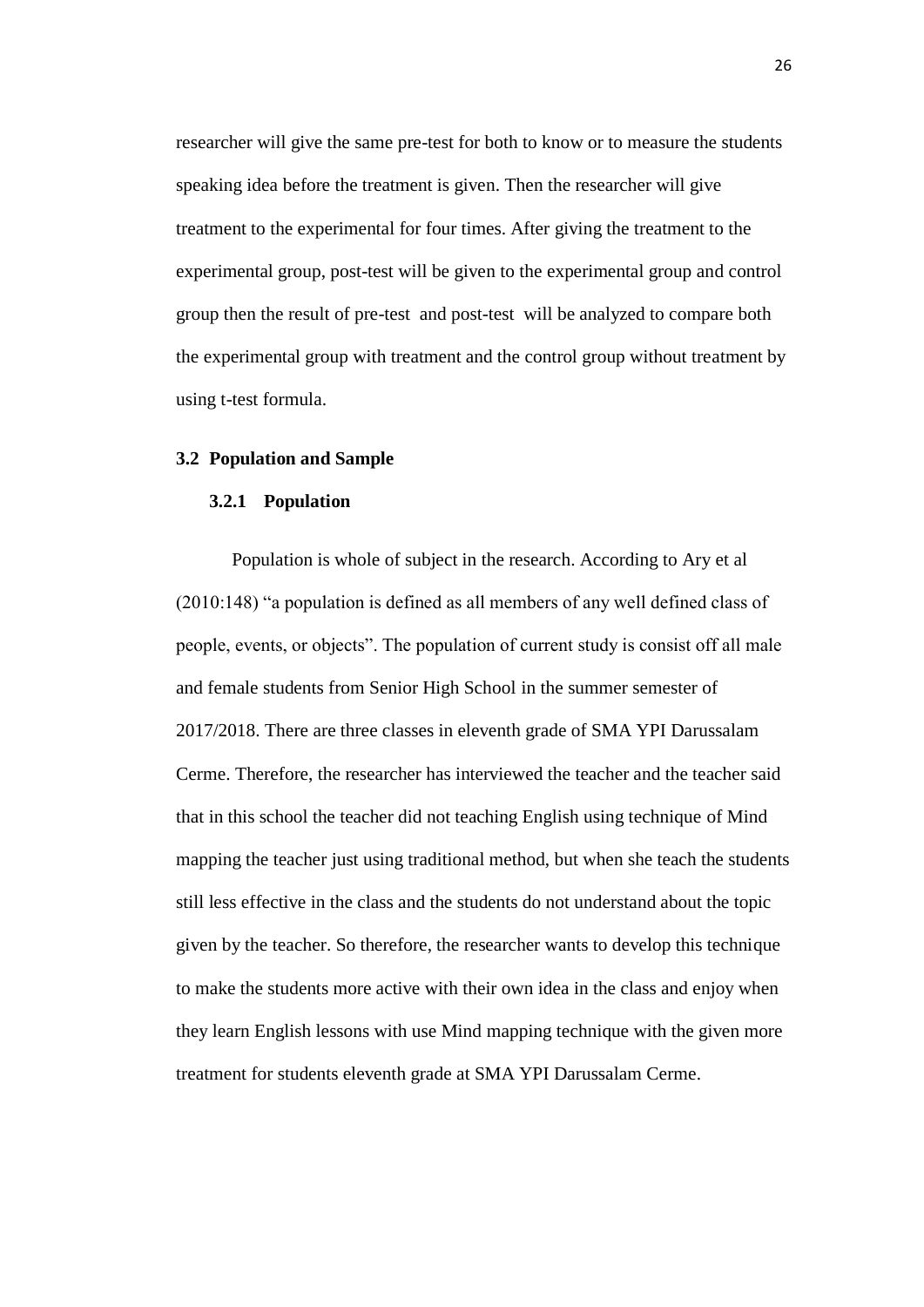researcher will give the same pre-test for both to know or to measure the students speaking idea before the treatment is given. Then the researcher will give treatment to the experimental for four times. After giving the treatment to the experimental group, post-test will be given to the experimental group and control group then the result of pre-test and post-test will be analyzed to compare both the experimental group with treatment and the control group without treatment by using t-test formula.

## 3.2 Population and Sample

### 3.2.1 Population

Population is whole of subject in the research. According to Ary et al (2010:148) "a population is defined as all members of any well defined class of people, events, or objects". The population of current study is consist off all male and female students from Senior High School in the summer semester of 2017/2018. There are three classes in eleventh grade of SMA YPI Darussalam Cerme. Therefore, the researcher has interviewed the teacher and the teacher said that in this school the teacher did not teaching English using technique of Mind mapping the teacher just using traditional method, but when she teach the students still less effective in the class and the students do not understand about the topic given by the teacher. So therefore, the researcher wants to develop this technique to make the students more active with their own idea in the class and enjoy when they learn English lessons with use Mind mapping technique with the given more treatment for students eleventh grade at SMA YPI Darussalam Cerme.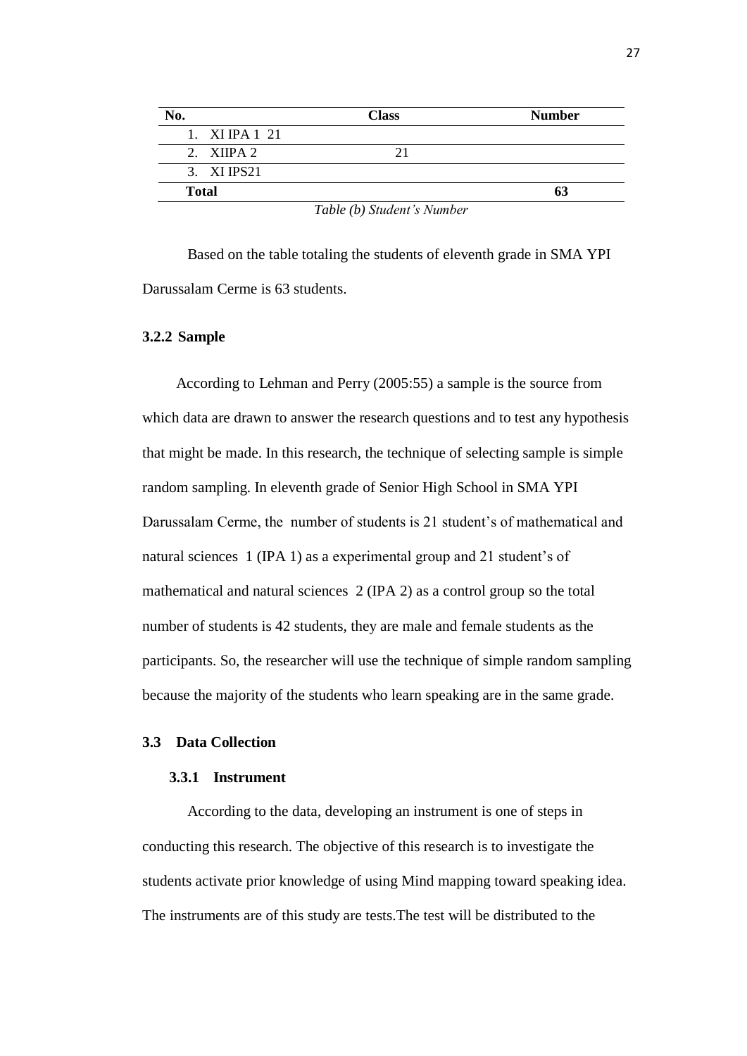| No. | Class | Number |
|---|---|---|
| 1. XI IPA 1 21 | | |
| 2. XIIPA 2 | 21 | |
| 3. XI IPS21 | | |
| **Total** | | **63** |

*Table (b) Student's Number*

Based on the table totaling the students of eleventh grade in SMA YPI Darussalam Cerme is 63 students.

### 3.2.2 Sample

According to Lehman and Perry (2005:55) a sample is the source from which data are drawn to answer the research questions and to test any hypothesis that might be made. In this research, the technique of selecting sample is simple random sampling. In eleventh grade of Senior High School in SMA YPI Darussalam Cerme, the number of students is 21 student's of mathematical and natural sciences 1 (IPA 1) as a experimental group and 21 student's of mathematical and natural sciences 2 (IPA 2) as a control group so the total number of students is 42 students, they are male and female students as the participants. So, the researcher will use the technique of simple random sampling because the majority of the students who learn speaking are in the same grade.

## 3.3 Data Collection

### 3.3.1 Instrument

According to the data, developing an instrument is one of steps in conducting this research. The objective of this research is to investigate the students activate prior knowledge of using Mind mapping toward speaking idea. The instruments are of this study are tests.The test will be distributed to the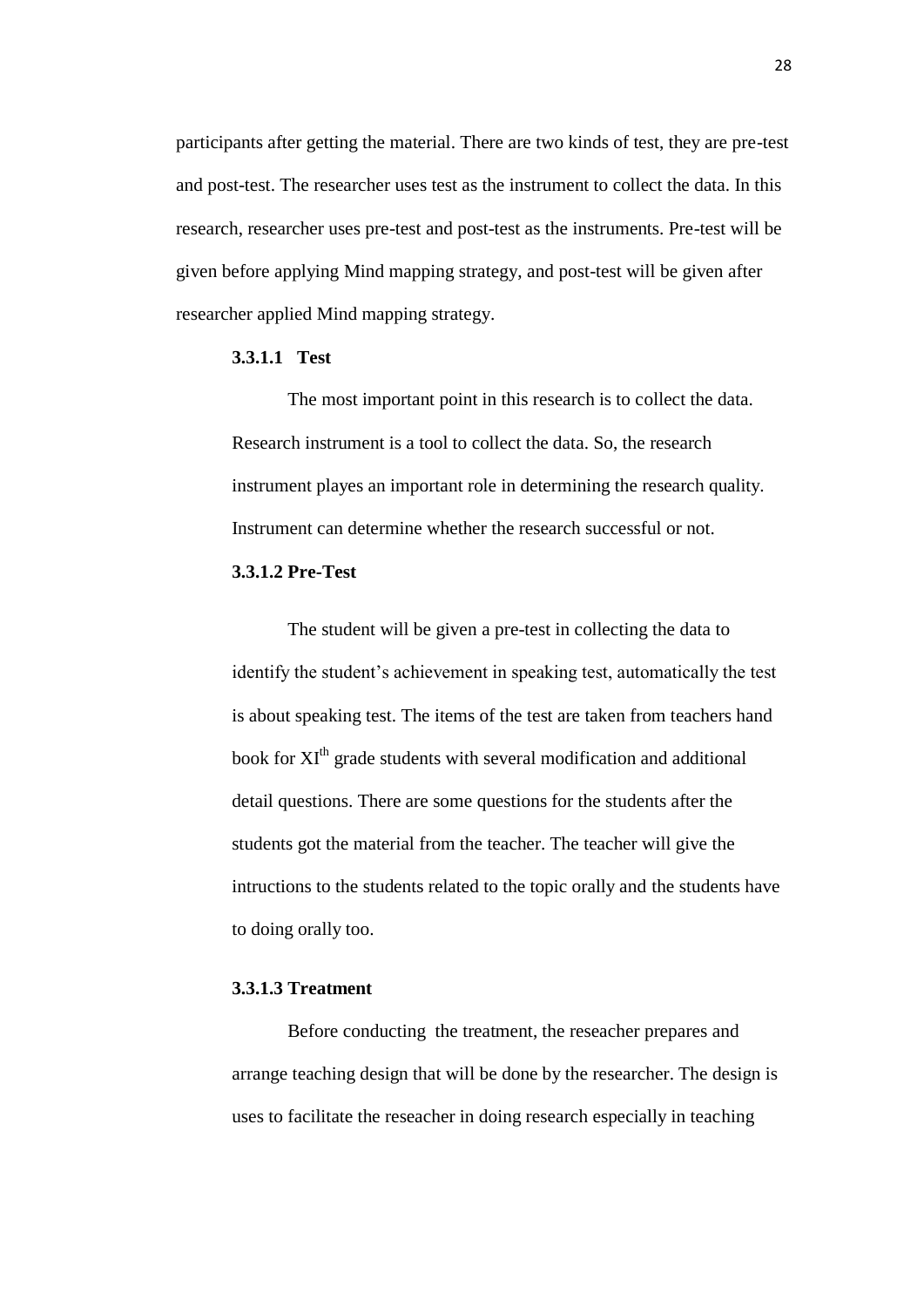participants after getting the material. There are two kinds of test, they are pre-test and post-test. The researcher uses test as the instrument to collect the data. In this research, researcher uses pre-test and post-test as the instruments. Pre-test will be given before applying Mind mapping strategy, and post-test will be given after researcher applied Mind mapping strategy.

#### 3.3.1.1 Test

The most important point in this research is to collect the data. Research instrument is a tool to collect the data. So, the research instrument playes an important role in determining the research quality. Instrument can determine whether the research successful or not.

#### 3.3.1.2 Pre-Test

The student will be given a pre-test in collecting the data to identify the student's achievement in speaking test, automatically the test is about speaking test. The items of the test are taken from teachers hand book for $XI^{th}$ grade students with several modification and additional detail questions. There are some questions for the students after the students got the material from the teacher. The teacher will give the intructions to the students related to the topic orally and the students have to doing orally too.

#### 3.3.1.3 Treatment

Before conducting the treatment, the reseacher prepares and arrange teaching design that will be done by the researcher. The design is uses to facilitate the reseacher in doing research especially in teaching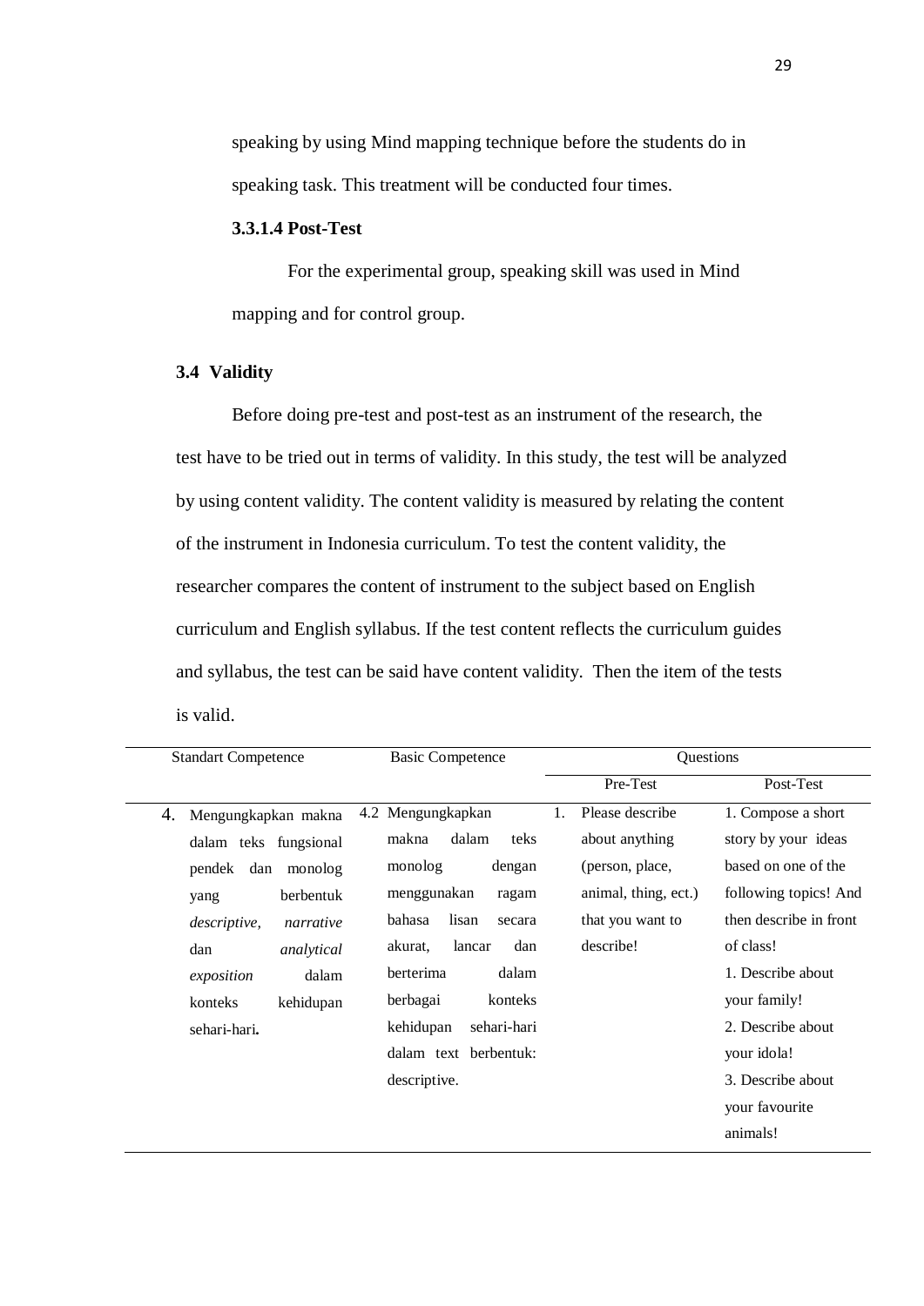speaking by using Mind mapping technique before the students do in speaking task. This treatment will be conducted four times.

**3.3.1.4 Post-Test**

For the experimental group, speaking skill was used in Mind mapping and for control group.

### 3.4 Validity

Before doing pre-test and post-test as an instrument of the research, the test have to be tried out in terms of validity. In this study, the test will be analyzed by using content validity. The content validity is measured by relating the content of the instrument in Indonesia curriculum. To test the content validity, the researcher compares the content of instrument to the subject based on English curriculum and English syllabus. If the test content reflects the curriculum guides and syllabus, the test can be said have content validity. Then the item of the tests is valid.

| Standart Competence | Basic Competence | Questions | |
|---|---|---|---|
| | | Pre-Test | Post-Test |
| 4. Mengungkapkan makna dalam teks fungsional pendek dan monolog yang berbentuk *descriptive, narrative* dan *analytical exposition* dalam konteks kehidupan sehari-hari**.** | 4.2 Mengungkapkan makna dalam teks monolog dengan menggunakan ragam bahasa lisan secara akurat, lancar dan berterima dalam berbagai konteks kehidupan sehari-hari dalam text berbentuk: descriptive. | 1. Please describe about anything (person, place, animal, thing, ect.) that you want to describe! | 1. Compose a short story by your ideas based on one of the following topics! And then describe in front of class!<br>1. Describe about your family!<br>2. Describe about your idola!<br>3. Describe about your favourite animals! |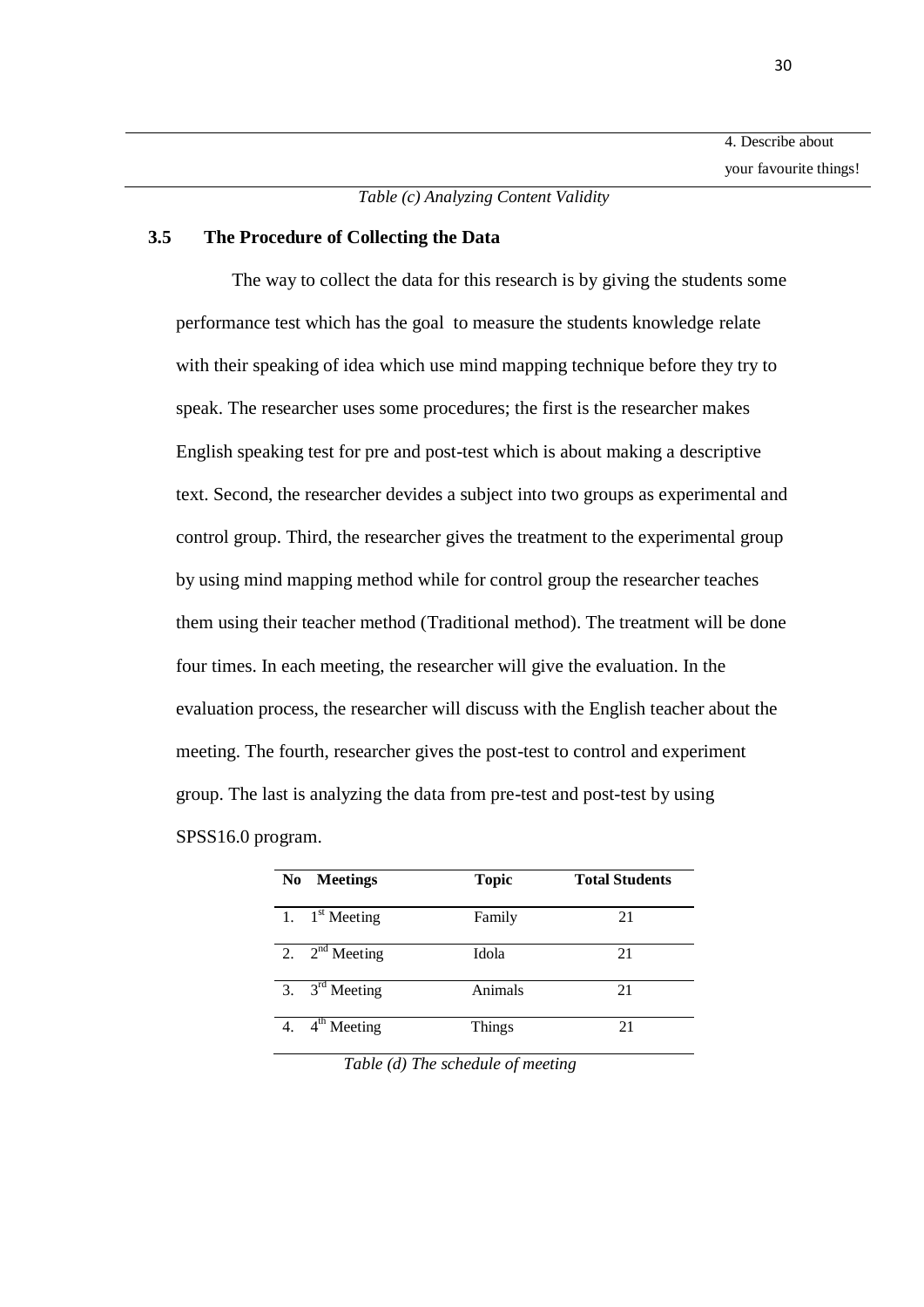| | 4. Describe about your favourite things! |
|---|---|

*Table (c) Analyzing Content Validity*

## 3.5 The Procedure of Collecting the Data

The way to collect the data for this research is by giving the students some performance test which has the goal to measure the students knowledge relate with their speaking of idea which use mind mapping technique before they try to speak. The researcher uses some procedures; the first is the researcher makes English speaking test for pre and post-test which is about making a descriptive text. Second, the researcher devides a subject into two groups as experimental and control group. Third, the researcher gives the treatment to the experimental group by using mind mapping method while for control group the researcher teaches them using their teacher method (Traditional method). The treatment will be done four times. In each meeting, the researcher will give the evaluation. In the evaluation process, the researcher will discuss with the English teacher about the meeting. The fourth, researcher gives the post-test to control and experiment group. The last is analyzing the data from pre-test and post-test by using SPSS16.0 program.

| No | Meetings | Topic | Total Students |
|---|---|---|---|
| 1. | 1st Meeting | Family | 21 |
| 2. | 2nd Meeting | Idola | 21 |
| 3. | 3rd Meeting | Animals | 21 |
| 4. | 4th Meeting | Things | 21 |

*Table (d) The schedule of meeting*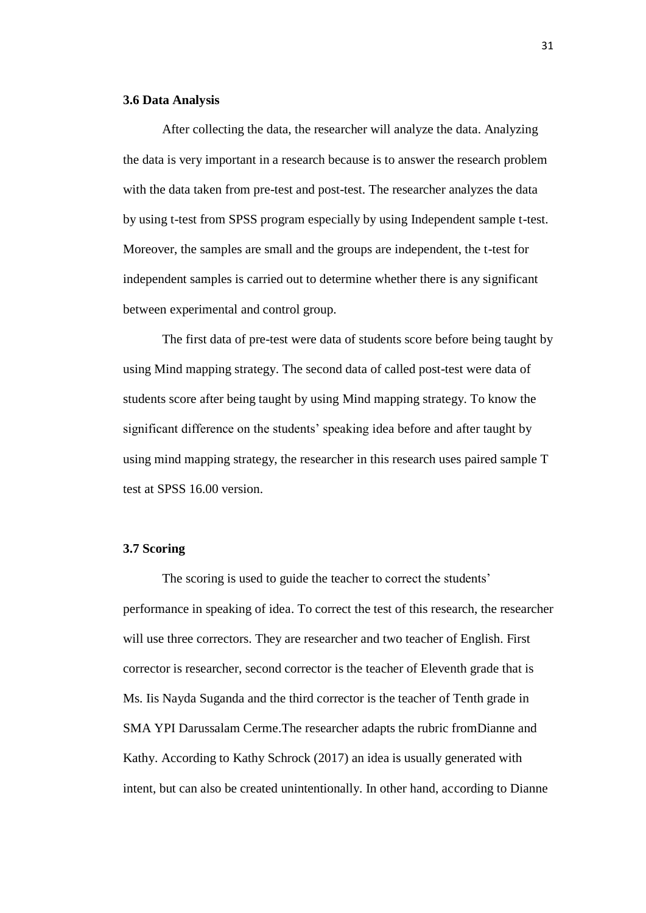### 3.6 Data Analysis

After collecting the data, the researcher will analyze the data. Analyzing the data is very important in a research because is to answer the research problem with the data taken from pre-test and post-test. The researcher analyzes the data by using t-test from SPSS program especially by using Independent sample t-test. Moreover, the samples are small and the groups are independent, the t-test for independent samples is carried out to determine whether there is any significant between experimental and control group.

The first data of pre-test were data of students score before being taught by using Mind mapping strategy. The second data of called post-test were data of students score after being taught by using Mind mapping strategy. To know the significant difference on the students' speaking idea before and after taught by using mind mapping strategy, the researcher in this research uses paired sample T test at SPSS 16.00 version.

### 3.7 Scoring

The scoring is used to guide the teacher to correct the students' performance in speaking of idea. To correct the test of this research, the researcher will use three correctors. They are researcher and two teacher of English. First corrector is researcher, second corrector is the teacher of Eleventh grade that is Ms. Iis Nayda Suganda and the third corrector is the teacher of Tenth grade in SMA YPI Darussalam Cerme.The researcher adapts the rubric fromDianne and Kathy. According to Kathy Schrock (2017) an idea is usually generated with intent, but can also be created unintentionally. In other hand, according to Dianne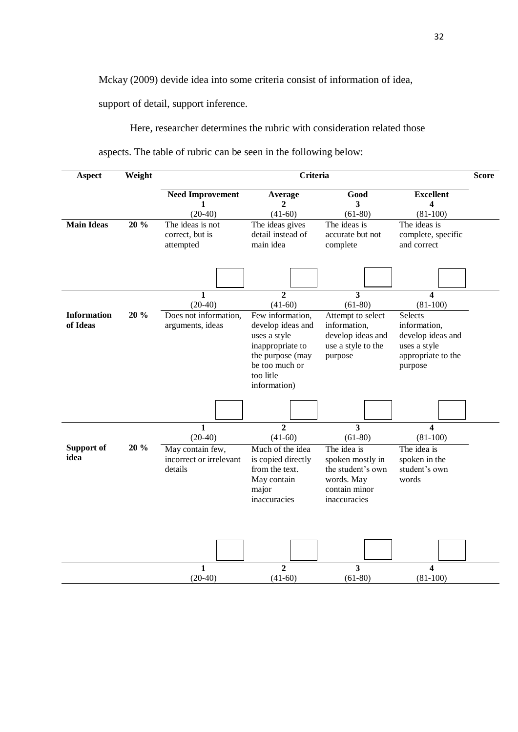Mckay (2009) devide idea into some criteria consist of information of idea, support of detail, support inference.

Here, researcher determines the rubric with consideration related those aspects. The table of rubric can be seen in the following below:

| Aspect | Weight | Criteria | | | | Score |
|---|---|---|---|---|---|---|
| | | **Need Improvement**<br>**1**<br>(20-40) | **Average**<br>**2**<br>(41-60) | **Good**<br>**3**<br>(61-80) | **Excellent**<br>**4**<br>(81-100) | |
| **Main Ideas** | **20 %** | The ideas is not correct, but is attempted | The ideas gives detail instead of main idea | The ideas is accurate but not complete | The ideas is complete, specific and correct | |
| | | **1**<br>(20-40) | **2**<br>(41-60) | **3**<br>(61-80) | **4**<br>(81-100) | |
| **Information of Ideas** | **20 %** | Does not information, arguments, ideas | Few information, develop ideas and uses a style inappropriate to the purpose (may be too much or too litle information) | Attempt to select information, develop ideas and use a style to the purpose | Selects information, develop ideas and uses a style appropriate to the purpose | |
| | | **1**<br>(20-40) | **2**<br>(41-60) | **3**<br>(61-80) | **4**<br>(81-100) | |
| **Support of idea** | **20 %** | May contain few, incorrect or irrelevant details | Much of the idea is copied directly from the text. May contain major inaccuracies | The idea is spoken mostly in the student's own words. May contain minor inaccuracies | The idea is spoken in the student's own words | |
| | | **1**<br>(20-40) | **2**<br>(41-60) | **3**<br>(61-80) | **4**<br>(81-100) | |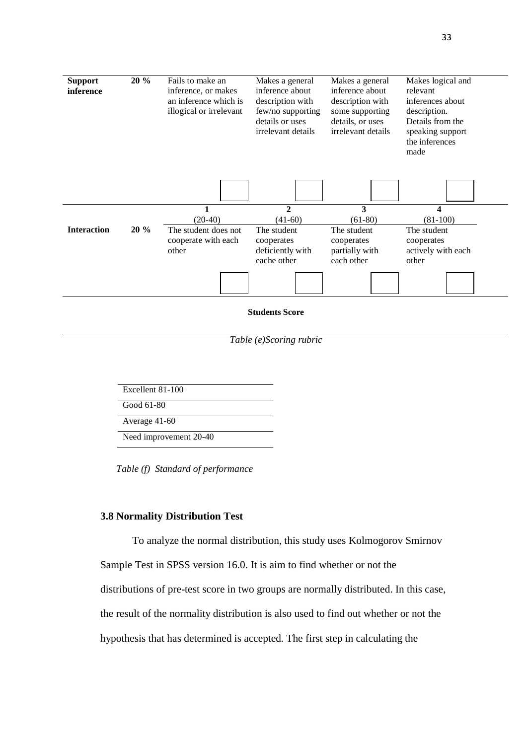| | | | | | |
|---|---|---|---|---|---|
| **Support inference** | **20 %** | Fails to make an inference, or makes an inference which is illogical or irrelevant | Makes a general inference about description with few/no supporting details or uses irrelevant details | Makes a general inference about description with some supporting details, or uses irrelevant details | Makes logical and relevant inferences about description. Details from the speaking support the inferences made |
| | | **1** (20-40) | **2** (41-60) | **3** (61-80) | **4** (81-100) |
| **Interaction** | **20 %** | The student does not cooperate with each other | The student cooperates deficiently with eache other | The student cooperates partially with each other | The student cooperates actively with each other |
| | | | **Students Score** | | |

*Table (e)Scoring rubric*

| |
|---|
| Excellent 81-100 |
| Good 61-80 |
| Average 41-60 |
| Need improvement 20-40 |

*Table (f) Standard of performance*

### 3.8 Normality Distribution Test

To analyze the normal distribution, this study uses Kolmogorov Smirnov Sample Test in SPSS version 16.0. It is aim to find whether or not the distributions of pre-test score in two groups are normally distributed. In this case, the result of the normality distribution is also used to find out whether or not the hypothesis that has determined is accepted. The first step in calculating the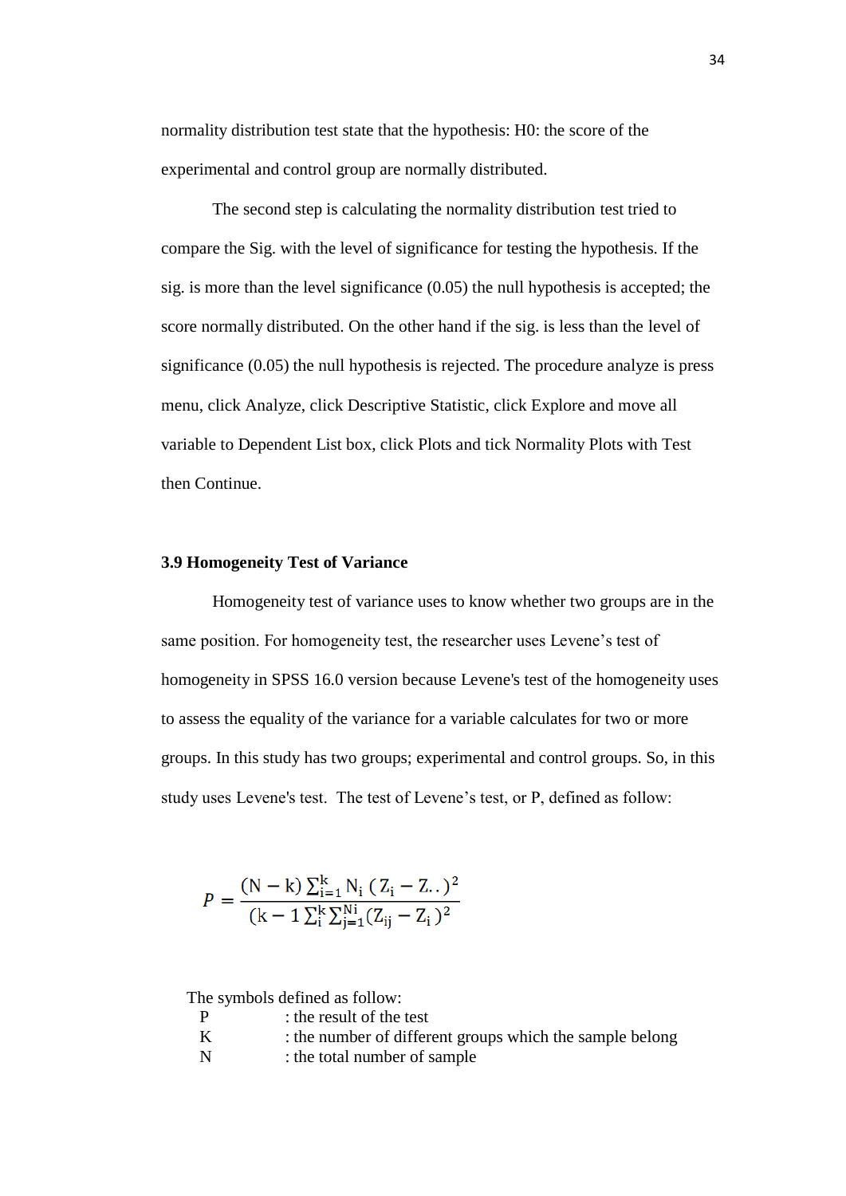normality distribution test state that the hypothesis: H0: the score of the experimental and control group are normally distributed.

The second step is calculating the normality distribution test tried to compare the Sig. with the level of significance for testing the hypothesis. If the sig. is more than the level significance (0.05) the null hypothesis is accepted; the score normally distributed. On the other hand if the sig. is less than the level of significance (0.05) the null hypothesis is rejected. The procedure analyze is press menu, click Analyze, click Descriptive Statistic, click Explore and move all variable to Dependent List box, click Plots and tick Normality Plots with Test then Continue.

### 3.9 Homogeneity Test of Variance

Homogeneity test of variance uses to know whether two groups are in the same position. For homogeneity test, the researcher uses Levene's test of homogeneity in SPSS 16.0 version because Levene's test of the homogeneity uses to assess the equality of the variance for a variable calculates for two or more groups. In this study has two groups; experimental and control groups. So, in this study uses Levene's test. The test of Levene's test, or P, defined as follow:

$$P = \frac{(\mathrm{N} - \mathrm{k}) \sum_{\mathrm{i}=1}^{\mathrm{k}} \mathrm{N_i} \, (\mathrm{Z_i} - \mathrm{Z..})^2}{(\mathrm{k} - 1 \sum_{\mathrm{i}}^{\mathrm{k}} \sum_{\mathrm{j}=1}^{\mathrm{Ni}} (\mathrm{Z_{ij}} - \mathrm{Z_i})^2}$$

The symbols defined as follow:

P : the result of the test

K : the number of different groups which the sample belong

N : the total number of sample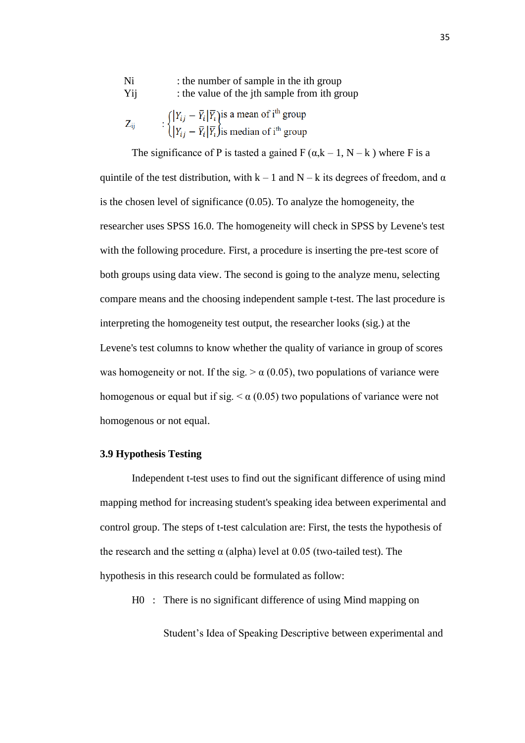| | |
|---|---|
| Ni | : the number of sample in the ith group |
| Yij | : the value of the jth sample from ith group |
| $Z_{ij}$ | : $\begin{cases} \lvert Y_{ij} - \bar{Y}_i \rvert \bar{Y}_i \text{ is a mean of i}^{th} \text{ group} \\ \lvert Y_{ij} - \bar{Y}_i \rvert \bar{Y}_i \text{ is median of i}^{th} \text{ group} \end{cases}$ |

The significance of P is tasted a gained F ($\alpha$,k – 1, N – k ) where F is a quintile of the test distribution, with k – 1 and N – k its degrees of freedom, and $\alpha$ is the chosen level of significance (0.05). To analyze the homogeneity, the researcher uses SPSS 16.0. The homogeneity will check in SPSS by Levene's test with the following procedure. First, a procedure is inserting the pre-test score of both groups using data view. The second is going to the analyze menu, selecting compare means and the choosing independent sample t-test. The last procedure is interpreting the homogeneity test output, the researcher looks (sig.) at the Levene's test columns to know whether the quality of variance in group of scores was homogeneity or not. If the sig. > $\alpha$ (0.05), two populations of variance were homogenous or equal but if sig. < $\alpha$ (0.05) two populations of variance were not homogenous or not equal.

### 3.9 Hypothesis Testing

Independent t-test uses to find out the significant difference of using mind mapping method for increasing student's speaking idea between experimental and control group. The steps of t-test calculation are: First, the tests the hypothesis of the research and the setting $\alpha$ (alpha) level at 0.05 (two-tailed test). The hypothesis in this research could be formulated as follow:

H0 : There is no significant difference of using Mind mapping on Student's Idea of Speaking Descriptive between experimental and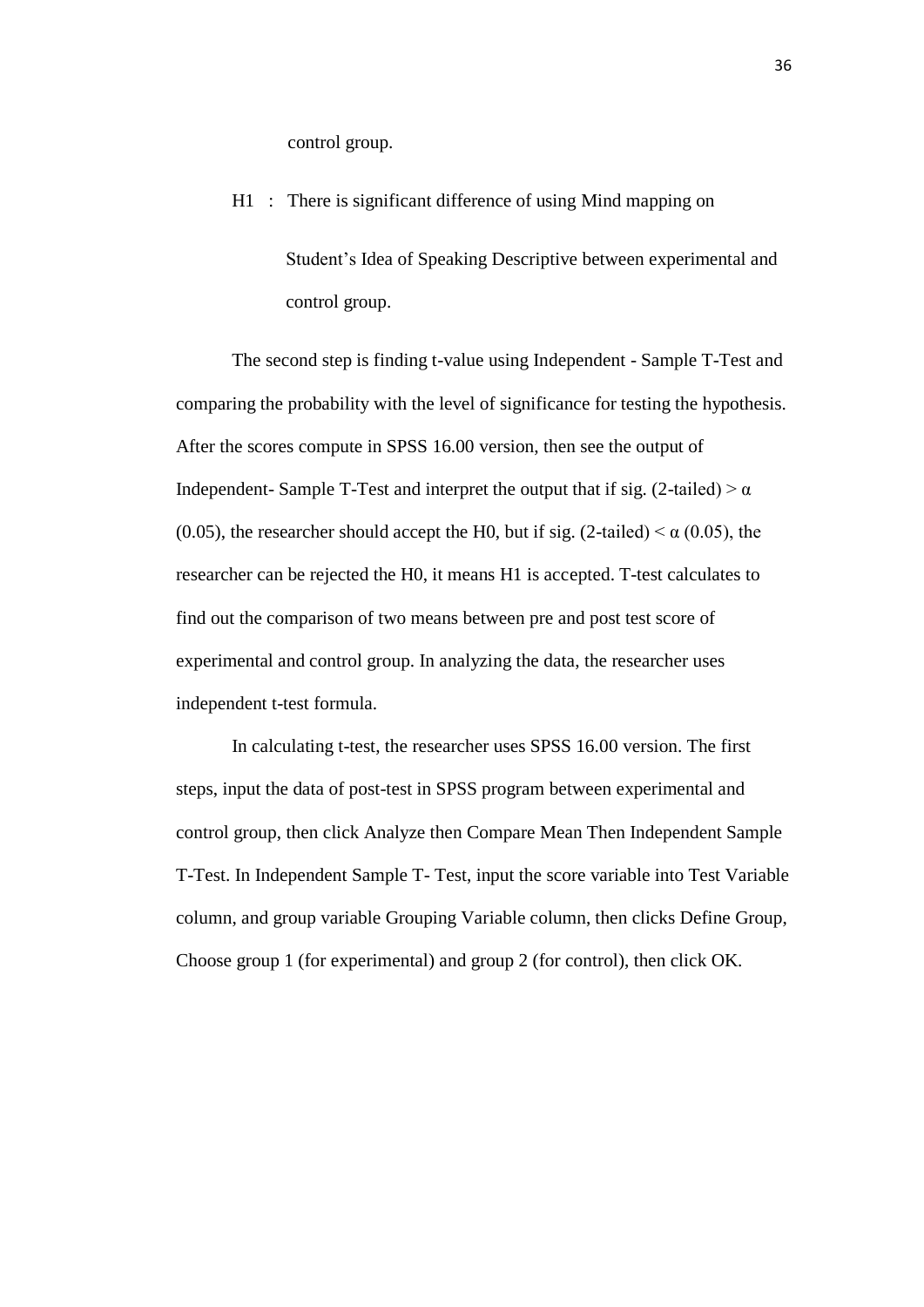control group.

H1 : There is significant difference of using Mind mapping on Student's Idea of Speaking Descriptive between experimental and control group.

The second step is finding t-value using Independent - Sample T-Test and comparing the probability with the level of significance for testing the hypothesis. After the scores compute in SPSS 16.00 version, then see the output of Independent- Sample T-Test and interpret the output that if sig. (2-tailed) $> \alpha$ (0.05), the researcher should accept the H0, but if sig. (2-tailed) $< \alpha$ (0.05), the researcher can be rejected the H0, it means H1 is accepted. T-test calculates to find out the comparison of two means between pre and post test score of experimental and control group. In analyzing the data, the researcher uses independent t-test formula.

In calculating t-test, the researcher uses SPSS 16.00 version. The first steps, input the data of post-test in SPSS program between experimental and control group, then click Analyze then Compare Mean Then Independent Sample T-Test. In Independent Sample T- Test, input the score variable into Test Variable column, and group variable Grouping Variable column, then clicks Define Group, Choose group 1 (for experimental) and group 2 (for control), then click OK.